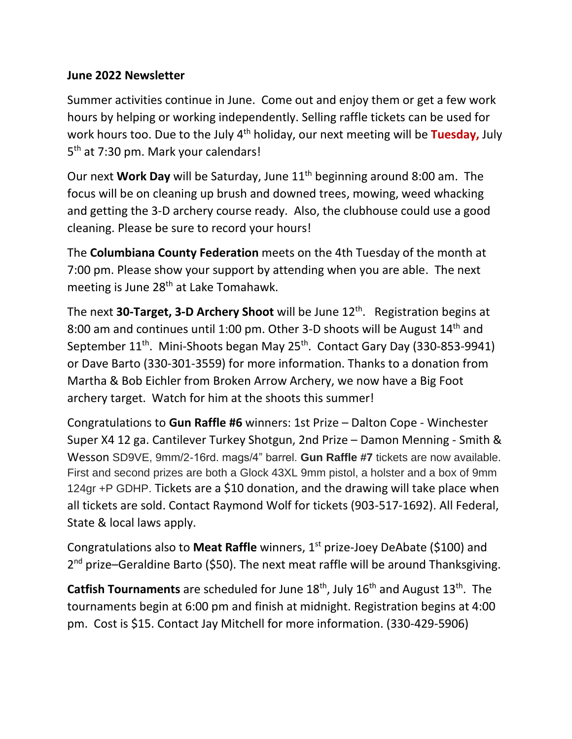**June 2022 Newsletter**

Summer activities continue in June. Come out and enjoy them or get a few work hours by helping or working independently. Selling raffle tickets can be used for work hours too. Due to the July 4th holiday, our next meeting will be **Tuesday,** July 5th at 7:30 pm. Mark your calendars!

Our next **Work Day** will be Saturday, June 11th beginning around 8:00 am. The focus will be on cleaning up brush and downed trees, mowing, weed whacking and getting the 3-D archery course ready. Also, the clubhouse could use a good cleaning. Please be sure to record your hours!

The **Columbiana County Federation** meets on the 4th Tuesday of the month at 7:00 pm. Please show your support by attending when you are able. The next meeting is June 28th at Lake Tomahawk.

The next **30-Target, 3-D Archery Shoot** will be June 12th. Registration begins at 8:00 am and continues until 1:00 pm. Other 3-D shoots will be August 14th and September 11th. Mini-Shoots began May 25th. Contact Gary Day (330-853-9941) or Dave Barto (330-301-3559) for more information. Thanks to a donation from Martha & Bob Eichler from Broken Arrow Archery, we now have a Big Foot archery target. Watch for him at the shoots this summer!

Congratulations to **Gun Raffle #6** winners: 1st Prize – Dalton Cope - Winchester Super X4 12 ga. Cantilever Turkey Shotgun, 2nd Prize – Damon Menning - Smith & Wesson SD9VE, 9mm/2-16rd. mags/4" barrel. **Gun Raffle #7** tickets are now available. First and second prizes are both a Glock 43XL 9mm pistol, a holster and a box of 9mm 124gr +P GDHP. Tickets are a $10 donation, and the drawing will take place when all tickets are sold. Contact Raymond Wolf for tickets (903-517-1692). All Federal, State & local laws apply.

Congratulations also to **Meat Raffle** winners, 1st prize-Joey DeAbate ($100) and 2nd prize–Geraldine Barto ($50). The next meat raffle will be around Thanksgiving.

**Catfish Tournaments** are scheduled for June 18th, July 16th and August 13th. The tournaments begin at 6:00 pm and finish at midnight. Registration begins at 4:00 pm. Cost is $15. Contact Jay Mitchell for more information. (330-429-5906)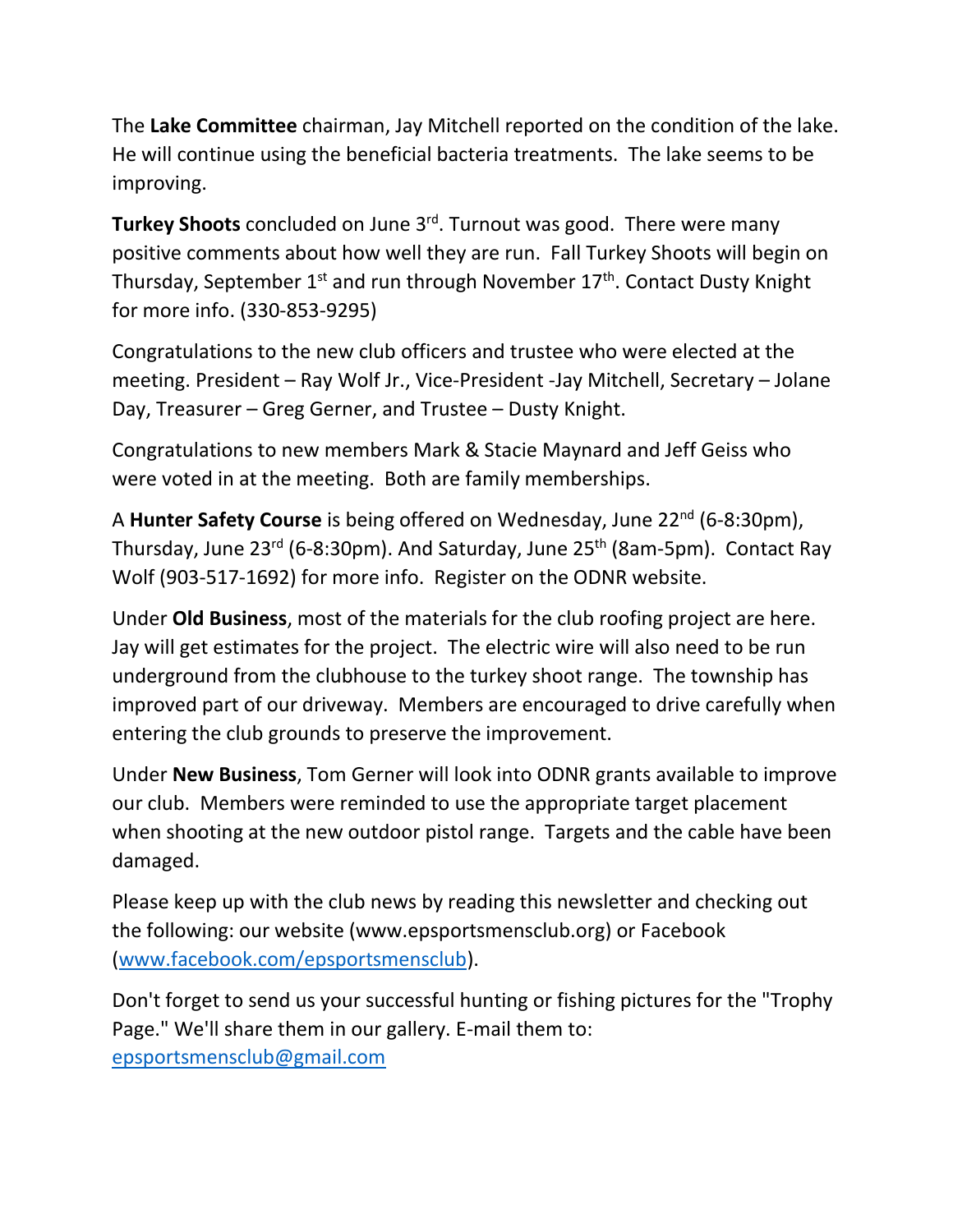The **Lake Committee** chairman, Jay Mitchell reported on the condition of the lake. He will continue using the beneficial bacteria treatments. The lake seems to be improving.

**Turkey Shoots** concluded on June 3rd. Turnout was good. There were many positive comments about how well they are run. Fall Turkey Shoots will begin on Thursday, September 1st and run through November 17th. Contact Dusty Knight for more info. (330-853-9295)

Congratulations to the new club officers and trustee who were elected at the meeting. President – Ray Wolf Jr., Vice-President -Jay Mitchell, Secretary – Jolane Day, Treasurer – Greg Gerner, and Trustee – Dusty Knight.

Congratulations to new members Mark & Stacie Maynard and Jeff Geiss who were voted in at the meeting. Both are family memberships.

A **Hunter Safety Course** is being offered on Wednesday, June 22nd (6-8:30pm), Thursday, June 23rd (6-8:30pm). And Saturday, June 25th (8am-5pm). Contact Ray Wolf (903-517-1692) for more info. Register on the ODNR website.

Under **Old Business**, most of the materials for the club roofing project are here. Jay will get estimates for the project. The electric wire will also need to be run underground from the clubhouse to the turkey shoot range. The township has improved part of our driveway. Members are encouraged to drive carefully when entering the club grounds to preserve the improvement.

Under **New Business**, Tom Gerner will look into ODNR grants available to improve our club. Members were reminded to use the appropriate target placement when shooting at the new outdoor pistol range. Targets and the cable have been damaged.

Please keep up with the club news by reading this newsletter and checking out the following: our website (www.epsportsmensclub.org) or Facebook (www.facebook.com/epsportsmensclub).

Don't forget to send us your successful hunting or fishing pictures for the "Trophy Page." We'll share them in our gallery. E-mail them to: epsportsmensclub@gmail.com